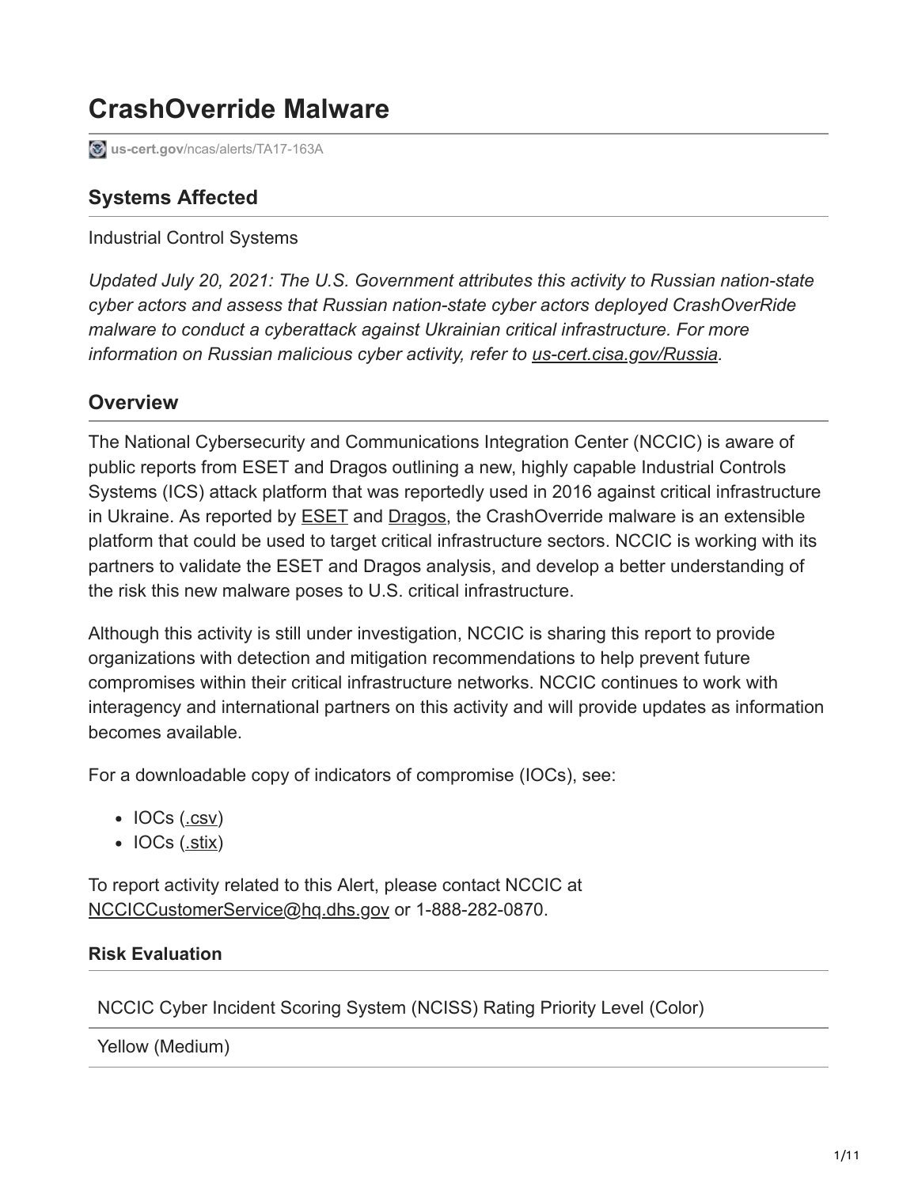# CrashOverride Malware

us-cert.gov/ncas/alerts/TA17-163A

## Systems Affected

Industrial Control Systems

*Updated July 20, 2021: The U.S. Government attributes this activity to Russian nation-state cyber actors and assess that Russian nation-state cyber actors deployed CrashOverRide malware to conduct a cyberattack against Ukrainian critical infrastructure. For more information on Russian malicious cyber activity, refer to us-cert.cisa.gov/Russia.*

## Overview

The National Cybersecurity and Communications Integration Center (NCCIC) is aware of public reports from ESET and Dragos outlining a new, highly capable Industrial Controls Systems (ICS) attack platform that was reportedly used in 2016 against critical infrastructure in Ukraine. As reported by ESET and Dragos, the CrashOverride malware is an extensible platform that could be used to target critical infrastructure sectors. NCCIC is working with its partners to validate the ESET and Dragos analysis, and develop a better understanding of the risk this new malware poses to U.S. critical infrastructure.

Although this activity is still under investigation, NCCIC is sharing this report to provide organizations with detection and mitigation recommendations to help prevent future compromises within their critical infrastructure networks. NCCIC continues to work with interagency and international partners on this activity and will provide updates as information becomes available.

For a downloadable copy of indicators of compromise (IOCs), see:

- IOCs (.csv)
- IOCs (.stix)

To report activity related to this Alert, please contact NCCIC at NCCICCustomerService@hq.dhs.gov or 1-888-282-0870.

#### Risk Evaluation

| NCCIC Cyber Incident Scoring System (NCISS) Rating Priority Level (Color) |
| --- |
| Yellow (Medium) |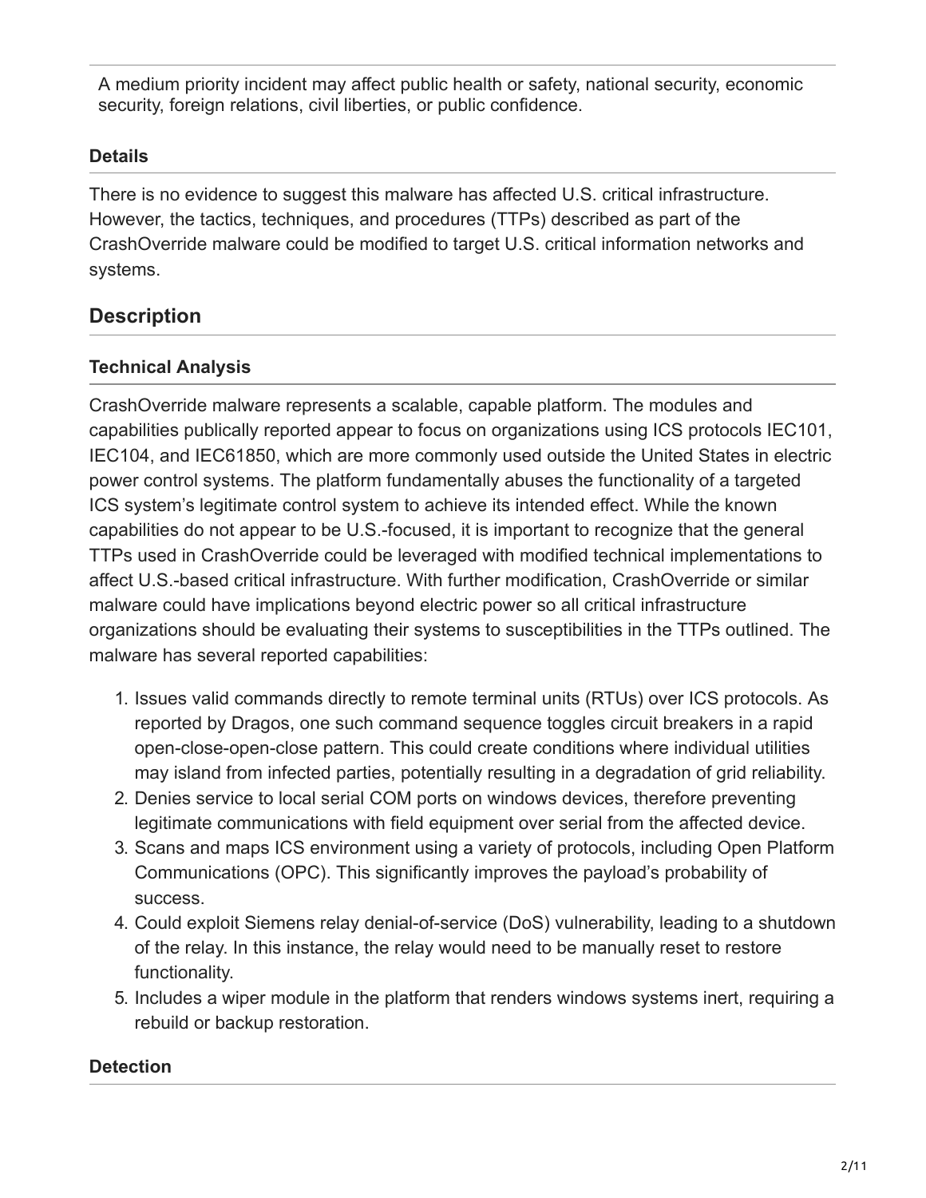A medium priority incident may affect public health or safety, national security, economic security, foreign relations, civil liberties, or public confidence.

### Details

There is no evidence to suggest this malware has affected U.S. critical infrastructure. However, the tactics, techniques, and procedures (TTPs) described as part of the CrashOverride malware could be modified to target U.S. critical information networks and systems.

## Description

### Technical Analysis

CrashOverride malware represents a scalable, capable platform. The modules and capabilities publically reported appear to focus on organizations using ICS protocols IEC101, IEC104, and IEC61850, which are more commonly used outside the United States in electric power control systems. The platform fundamentally abuses the functionality of a targeted ICS system's legitimate control system to achieve its intended effect. While the known capabilities do not appear to be U.S.-focused, it is important to recognize that the general TTPs used in CrashOverride could be leveraged with modified technical implementations to affect U.S.-based critical infrastructure. With further modification, CrashOverride or similar malware could have implications beyond electric power so all critical infrastructure organizations should be evaluating their systems to susceptibilities in the TTPs outlined. The malware has several reported capabilities:

1. Issues valid commands directly to remote terminal units (RTUs) over ICS protocols. As reported by Dragos, one such command sequence toggles circuit breakers in a rapid open-close-open-close pattern. This could create conditions where individual utilities may island from infected parties, potentially resulting in a degradation of grid reliability.
2. Denies service to local serial COM ports on windows devices, therefore preventing legitimate communications with field equipment over serial from the affected device.
3. Scans and maps ICS environment using a variety of protocols, including Open Platform Communications (OPC). This significantly improves the payload's probability of success.
4. Could exploit Siemens relay denial-of-service (DoS) vulnerability, leading to a shutdown of the relay. In this instance, the relay would need to be manually reset to restore functionality.
5. Includes a wiper module in the platform that renders windows systems inert, requiring a rebuild or backup restoration.

### Detection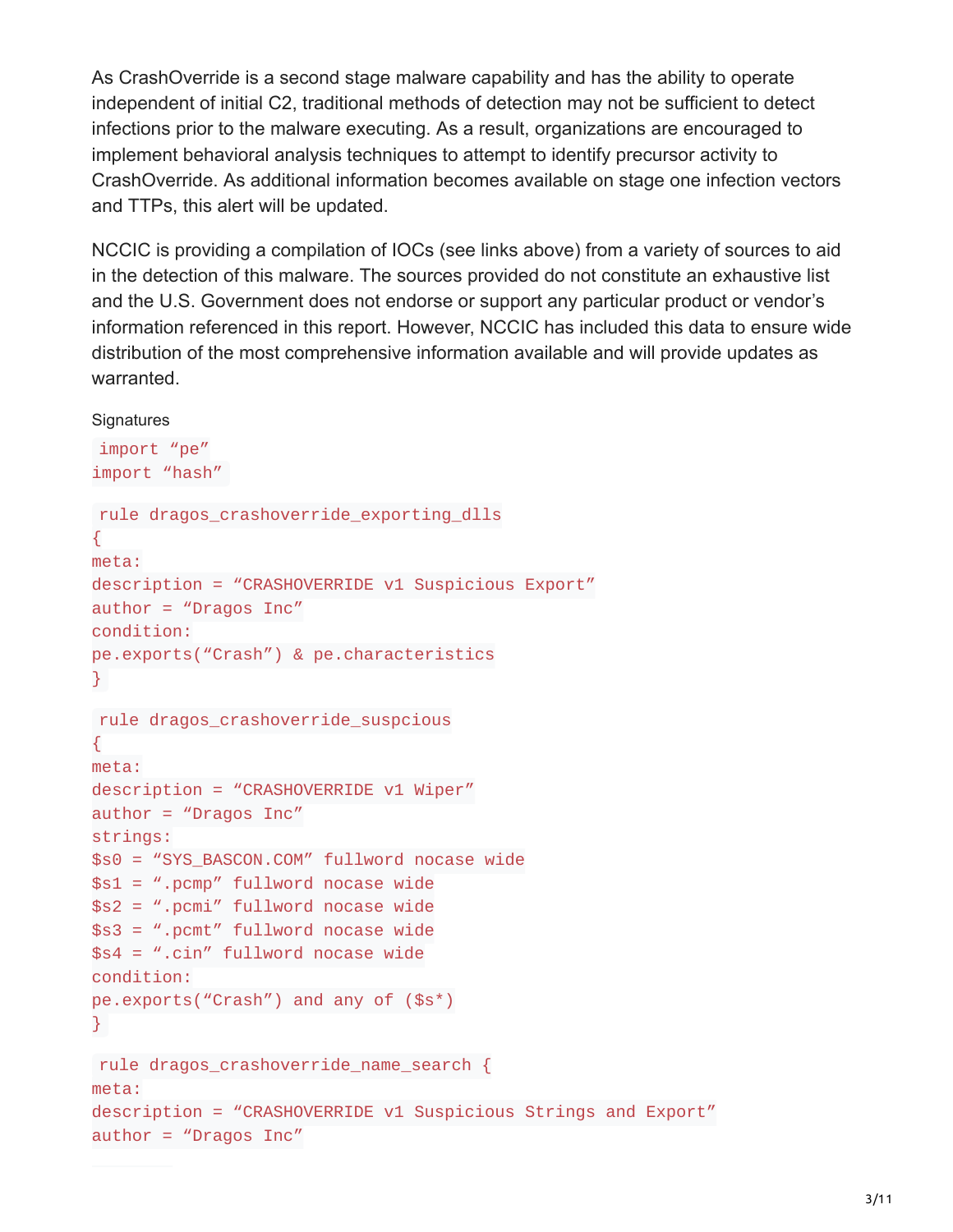As CrashOverride is a second stage malware capability and has the ability to operate independent of initial C2, traditional methods of detection may not be sufficient to detect infections prior to the malware executing. As a result, organizations are encouraged to implement behavioral analysis techniques to attempt to identify precursor activity to CrashOverride. As additional information becomes available on stage one infection vectors and TTPs, this alert will be updated.

NCCIC is providing a compilation of IOCs (see links above) from a variety of sources to aid in the detection of this malware. The sources provided do not constitute an exhaustive list and the U.S. Government does not endorse or support any particular product or vendor's information referenced in this report. However, NCCIC has included this data to ensure wide distribution of the most comprehensive information available and will provide updates as warranted.

Signatures

```
import “pe”
import “hash”

rule dragos_crashoverride_exporting_dlls
{
meta:
description = “CRASHOVERRIDE v1 Suspicious Export”
author = “Dragos Inc”
condition:
pe.exports(“Crash”) & pe.characteristics
}

rule dragos_crashoverride_suspcious
{
meta:
description = “CRASHOVERRIDE v1 Wiper”
author = “Dragos Inc”
strings:
$s0 = “SYS_BASCON.COM” fullword nocase wide
$s1 = “.pcmp” fullword nocase wide
$s2 = “.pcmi” fullword nocase wide
$s3 = “.pcmt” fullword nocase wide
$s4 = “.cin” fullword nocase wide
condition:
pe.exports(“Crash”) and any of ($s*)
}

rule dragos_crashoverride_name_search {
meta:
description = “CRASHOVERRIDE v1 Suspicious Strings and Export”
author = “Dragos Inc”
```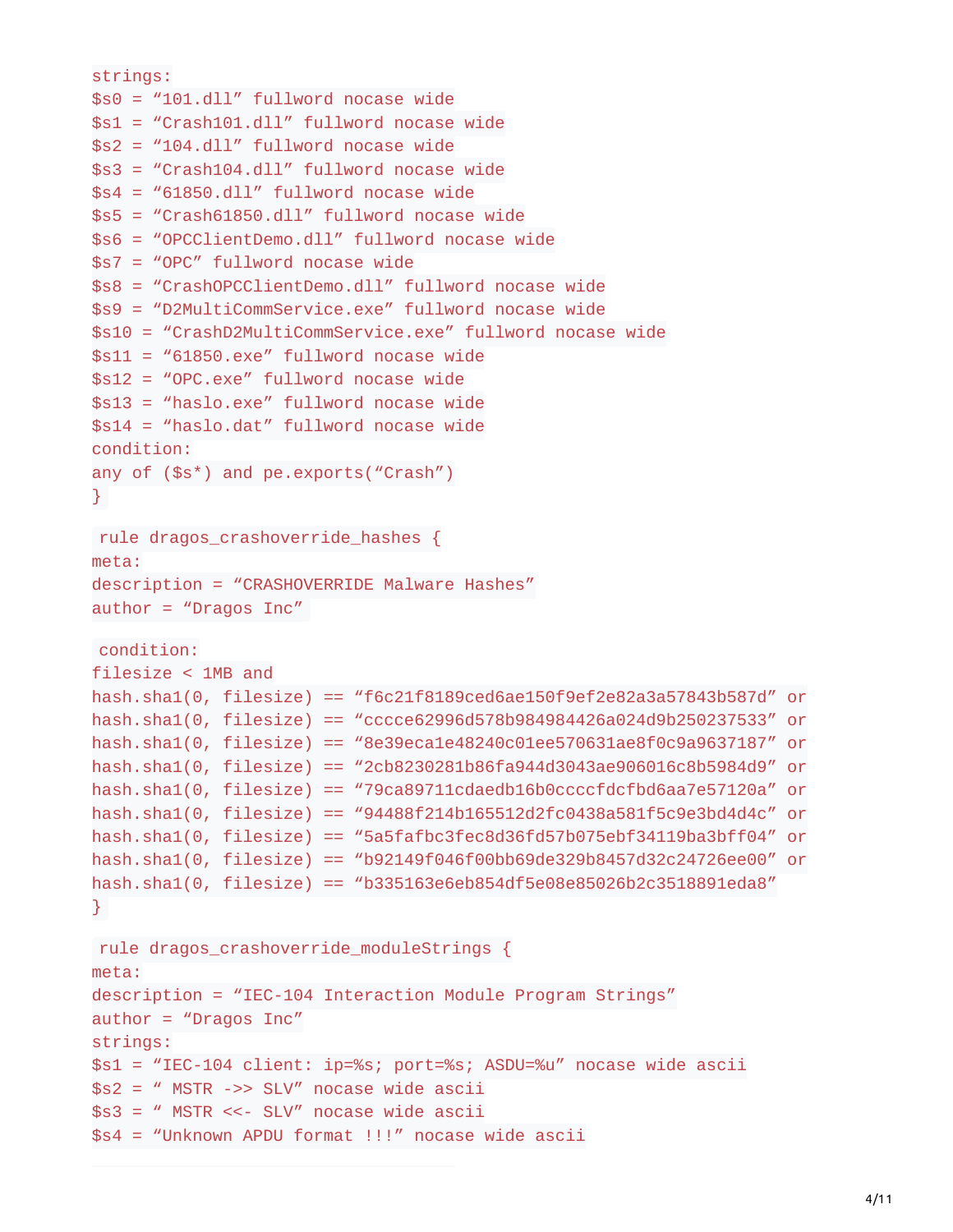```
strings:
$s0 = “101.dll” fullword nocase wide
$s1 = “Crash101.dll” fullword nocase wide
$s2 = “104.dll” fullword nocase wide
$s3 = “Crash104.dll” fullword nocase wide
$s4 = “61850.dll” fullword nocase wide
$s5 = “Crash61850.dll” fullword nocase wide
$s6 = “OPCClientDemo.dll” fullword nocase wide
$s7 = “OPC” fullword nocase wide
$s8 = “CrashOPCClientDemo.dll” fullword nocase wide
$s9 = “D2MultiCommService.exe” fullword nocase wide
$s10 = “CrashD2MultiCommService.exe” fullword nocase wide
$s11 = “61850.exe” fullword nocase wide
$s12 = “OPC.exe” fullword nocase wide
$s13 = “haslo.exe” fullword nocase wide
$s14 = “haslo.dat” fullword nocase wide
condition:
any of ($s*) and pe.exports(“Crash”)
}
```

```
rule dragos_crashoverride_hashes {
meta:
description = “CRASHOVERRIDE Malware Hashes”
author = “Dragos Inc”

condition:
filesize < 1MB and
hash.sha1(0, filesize) == “f6c21f8189ced6ae150f9ef2e82a3a57843b587d” or
hash.sha1(0, filesize) == “cccce62996d578b984984426a024d9b250237533” or
hash.sha1(0, filesize) == “8e39eca1e48240c01ee570631ae8f0c9a9637187” or
hash.sha1(0, filesize) == “2cb8230281b86fa944d3043ae906016c8b5984d9” or
hash.sha1(0, filesize) == “79ca89711cdaedb16b0ccccfdcfbd6aa7e57120a” or
hash.sha1(0, filesize) == “94488f214b165512d2fc0438a581f5c9e3bd4d4c” or
hash.sha1(0, filesize) == “5a5fafbc3fec8d36fd57b075ebf34119ba3bff04” or
hash.sha1(0, filesize) == “b92149f046f00bb69de329b8457d32c24726ee00” or
hash.sha1(0, filesize) == “b335163e6eb854df5e08e85026b2c3518891eda8”
}
```

```
rule dragos_crashoverride_moduleStrings {
meta:
description = “IEC-104 Interaction Module Program Strings”
author = “Dragos Inc”
strings:
$s1 = “IEC-104 client: ip=%s; port=%s; ASDU=%u” nocase wide ascii
$s2 = “ MSTR ->> SLV” nocase wide ascii
$s3 = “ MSTR <<- SLV” nocase wide ascii
$s4 = “Unknown APDU format !!!” nocase wide ascii
```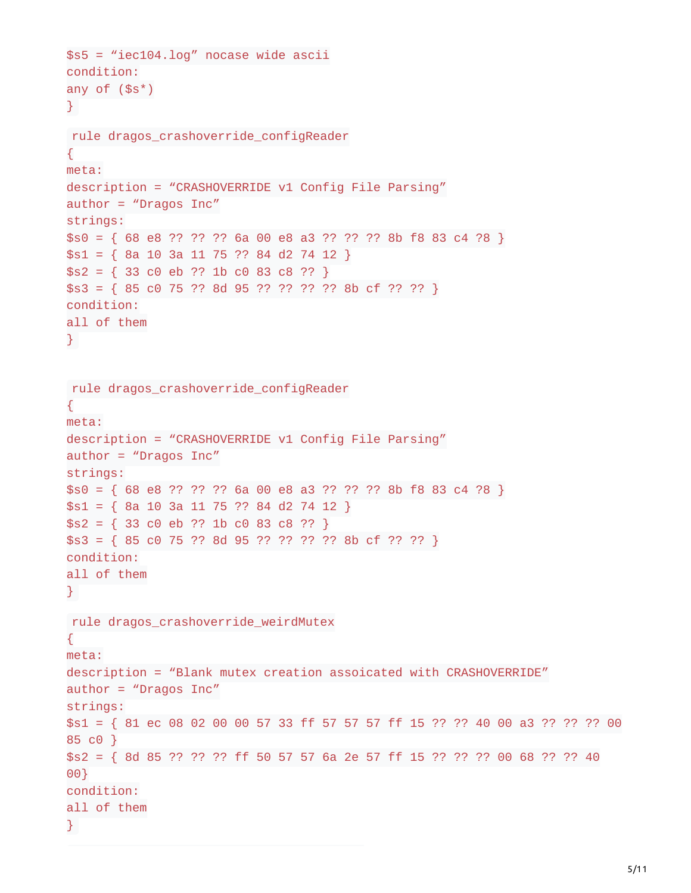```
$s5 = "iec104.log" nocase wide ascii
condition:
any of ($s*)
}
```

```
rule dragos_crashoverride_configReader
{
meta:
description = "CRASHOVERRIDE v1 Config File Parsing"
author = "Dragos Inc"
strings:
$s0 = { 68 e8 ?? ?? ?? 6a 00 e8 a3 ?? ?? ?? 8b f8 83 c4 ?8 }
$s1 = { 8a 10 3a 11 75 ?? 84 d2 74 12 }
$s2 = { 33 c0 eb ?? 1b c0 83 c8 ?? }
$s3 = { 85 c0 75 ?? 8d 95 ?? ?? ?? ?? 8b cf ?? ?? }
condition:
all of them
}
```

```
rule dragos_crashoverride_configReader
{
meta:
description = "CRASHOVERRIDE v1 Config File Parsing"
author = "Dragos Inc"
strings:
$s0 = { 68 e8 ?? ?? ?? 6a 00 e8 a3 ?? ?? ?? 8b f8 83 c4 ?8 }
$s1 = { 8a 10 3a 11 75 ?? 84 d2 74 12 }
$s2 = { 33 c0 eb ?? 1b c0 83 c8 ?? }
$s3 = { 85 c0 75 ?? 8d 95 ?? ?? ?? ?? 8b cf ?? ?? }
condition:
all of them
}
```

```
rule dragos_crashoverride_weirdMutex
{
meta:
description = "Blank mutex creation assoicated with CRASHOVERRIDE"
author = "Dragos Inc"
strings:
$s1 = { 81 ec 08 02 00 00 57 33 ff 57 57 57 ff 15 ?? ?? 40 00 a3 ?? ?? ?? 00
85 c0 }
$s2 = { 8d 85 ?? ?? ?? ff 50 57 57 6a 2e 57 ff 15 ?? ?? ?? 00 68 ?? ?? 40
00}
condition:
all of them
}
```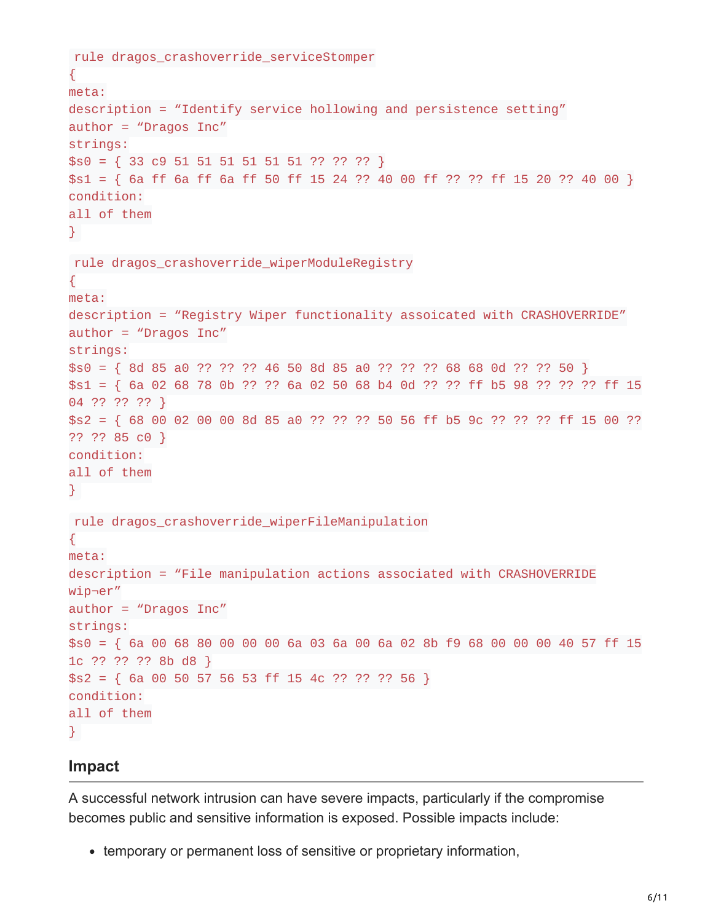```
rule dragos_crashoverride_serviceStomper
{
meta:
description = “Identify service hollowing and persistence setting”
author = “Dragos Inc”
strings:
$s0 = { 33 c9 51 51 51 51 51 51 ?? ?? ?? }
$s1 = { 6a ff 6a ff 6a ff 50 ff 15 24 ?? 40 00 ff ?? ?? ff 15 20 ?? 40 00 }
condition:
all of them
}

rule dragos_crashoverride_wiperModuleRegistry
{
meta:
description = “Registry Wiper functionality assoicated with CRASHOVERRIDE”
author = “Dragos Inc”
strings:
$s0 = { 8d 85 a0 ?? ?? ?? 46 50 8d 85 a0 ?? ?? ?? 68 68 0d ?? ?? 50 }
$s1 = { 6a 02 68 78 0b ?? ?? 6a 02 50 68 b4 0d ?? ?? ff b5 98 ?? ?? ?? ff 15
04 ?? ?? ?? }
$s2 = { 68 00 02 00 00 8d 85 a0 ?? ?? ?? 50 56 ff b5 9c ?? ?? ?? ff 15 00 ??
?? ?? 85 c0 }
condition:
all of them
}

rule dragos_crashoverride_wiperFileManipulation
{
meta:
description = “File manipulation actions associated with CRASHOVERRIDE
wip¬er”
author = “Dragos Inc”
strings:
$s0 = { 6a 00 68 80 00 00 00 6a 03 6a 00 6a 02 8b f9 68 00 00 00 40 57 ff 15
1c ?? ?? ?? 8b d8 }
$s2 = { 6a 00 50 57 56 53 ff 15 4c ?? ?? ?? 56 }
condition:
all of them
}
```

## Impact

A successful network intrusion can have severe impacts, particularly if the compromise becomes public and sensitive information is exposed. Possible impacts include:

- temporary or permanent loss of sensitive or proprietary information,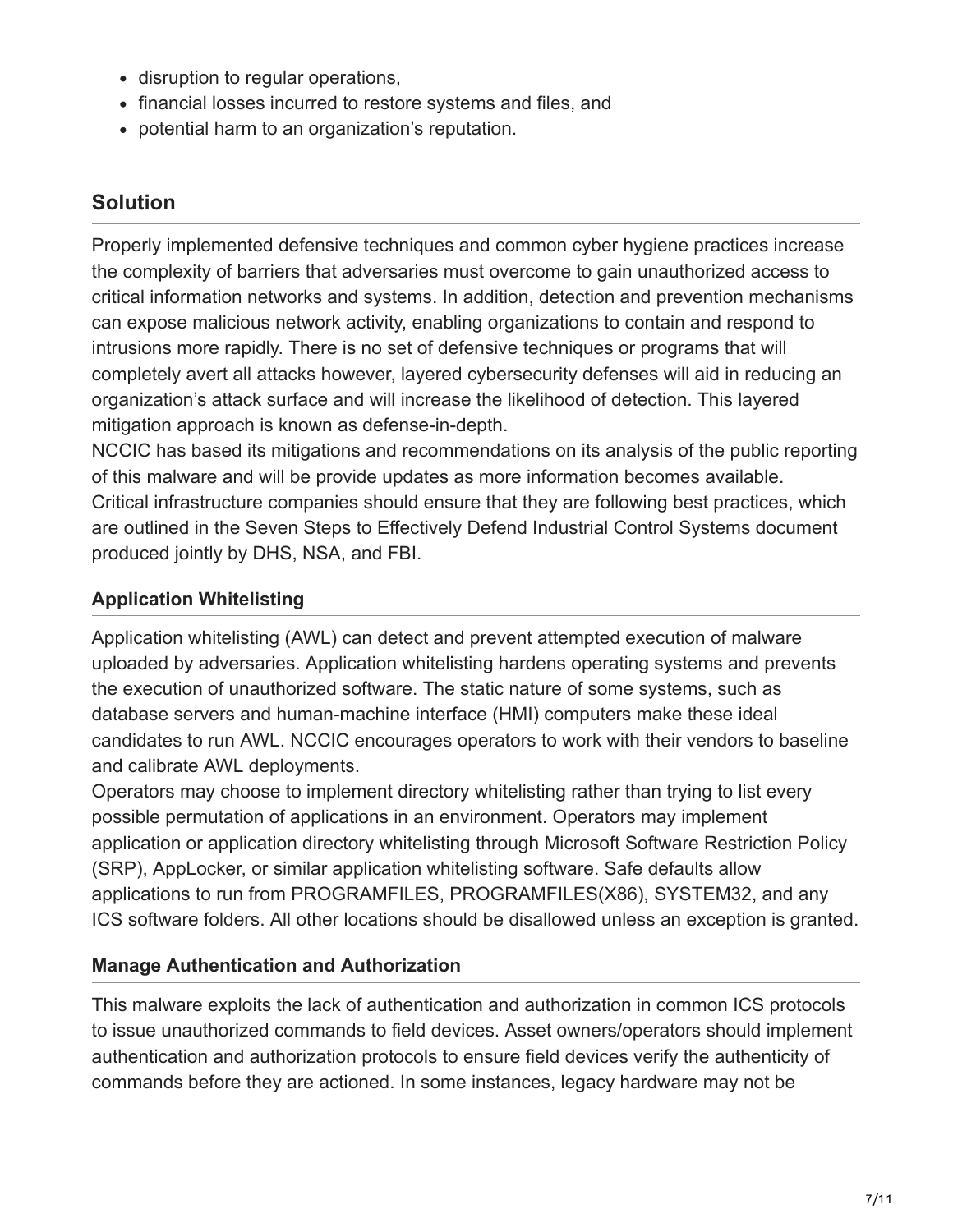- disruption to regular operations,
- financial losses incurred to restore systems and files, and
- potential harm to an organization's reputation.

## Solution

Properly implemented defensive techniques and common cyber hygiene practices increase the complexity of barriers that adversaries must overcome to gain unauthorized access to critical information networks and systems. In addition, detection and prevention mechanisms can expose malicious network activity, enabling organizations to contain and respond to intrusions more rapidly. There is no set of defensive techniques or programs that will completely avert all attacks however, layered cybersecurity defenses will aid in reducing an organization's attack surface and will increase the likelihood of detection. This layered mitigation approach is known as defense-in-depth.

NCCIC has based its mitigations and recommendations on its analysis of the public reporting of this malware and will be provide updates as more information becomes available.

Critical infrastructure companies should ensure that they are following best practices, which are outlined in the Seven Steps to Effectively Defend Industrial Control Systems document produced jointly by DHS, NSA, and FBI.

### Application Whitelisting

Application whitelisting (AWL) can detect and prevent attempted execution of malware uploaded by adversaries. Application whitelisting hardens operating systems and prevents the execution of unauthorized software. The static nature of some systems, such as database servers and human-machine interface (HMI) computers make these ideal candidates to run AWL. NCCIC encourages operators to work with their vendors to baseline and calibrate AWL deployments.

Operators may choose to implement directory whitelisting rather than trying to list every possible permutation of applications in an environment. Operators may implement application or application directory whitelisting through Microsoft Software Restriction Policy (SRP), AppLocker, or similar application whitelisting software. Safe defaults allow applications to run from PROGRAMFILES, PROGRAMFILES(X86), SYSTEM32, and any ICS software folders. All other locations should be disallowed unless an exception is granted.

### Manage Authentication and Authorization

This malware exploits the lack of authentication and authorization in common ICS protocols to issue unauthorized commands to field devices. Asset owners/operators should implement authentication and authorization protocols to ensure field devices verify the authenticity of commands before they are actioned. In some instances, legacy hardware may not be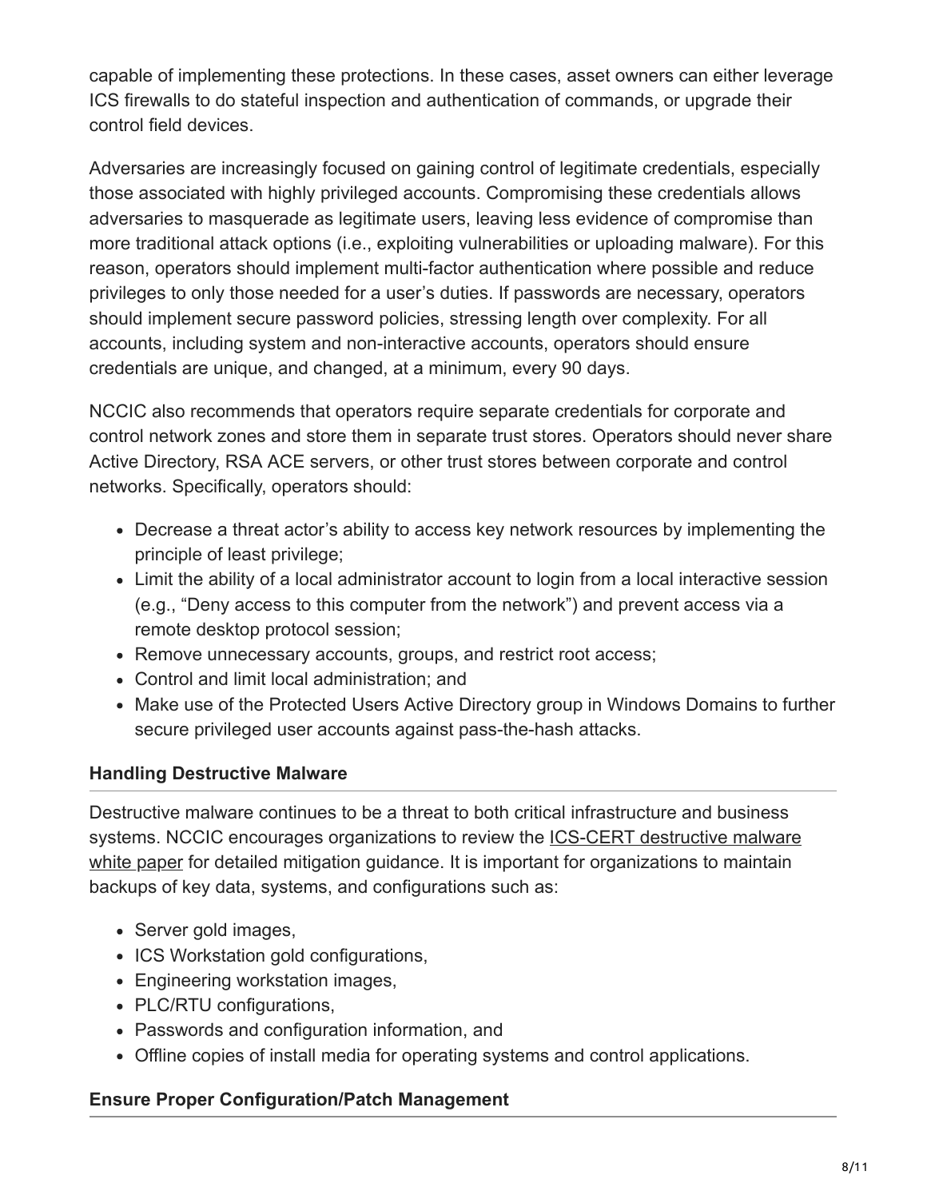capable of implementing these protections. In these cases, asset owners can either leverage ICS firewalls to do stateful inspection and authentication of commands, or upgrade their control field devices.

Adversaries are increasingly focused on gaining control of legitimate credentials, especially those associated with highly privileged accounts. Compromising these credentials allows adversaries to masquerade as legitimate users, leaving less evidence of compromise than more traditional attack options (i.e., exploiting vulnerabilities or uploading malware). For this reason, operators should implement multi-factor authentication where possible and reduce privileges to only those needed for a user's duties. If passwords are necessary, operators should implement secure password policies, stressing length over complexity. For all accounts, including system and non-interactive accounts, operators should ensure credentials are unique, and changed, at a minimum, every 90 days.

NCCIC also recommends that operators require separate credentials for corporate and control network zones and store them in separate trust stores. Operators should never share Active Directory, RSA ACE servers, or other trust stores between corporate and control networks. Specifically, operators should:

- Decrease a threat actor's ability to access key network resources by implementing the principle of least privilege;
- Limit the ability of a local administrator account to login from a local interactive session (e.g., "Deny access to this computer from the network") and prevent access via a remote desktop protocol session;
- Remove unnecessary accounts, groups, and restrict root access;
- Control and limit local administration; and
- Make use of the Protected Users Active Directory group in Windows Domains to further secure privileged user accounts against pass-the-hash attacks.

### Handling Destructive Malware

Destructive malware continues to be a threat to both critical infrastructure and business systems. NCCIC encourages organizations to review the ICS-CERT destructive malware white paper for detailed mitigation guidance. It is important for organizations to maintain backups of key data, systems, and configurations such as:

- Server gold images,
- ICS Workstation gold configurations,
- Engineering workstation images,
- PLC/RTU configurations,
- Passwords and configuration information, and
- Offline copies of install media for operating systems and control applications.

### Ensure Proper Configuration/Patch Management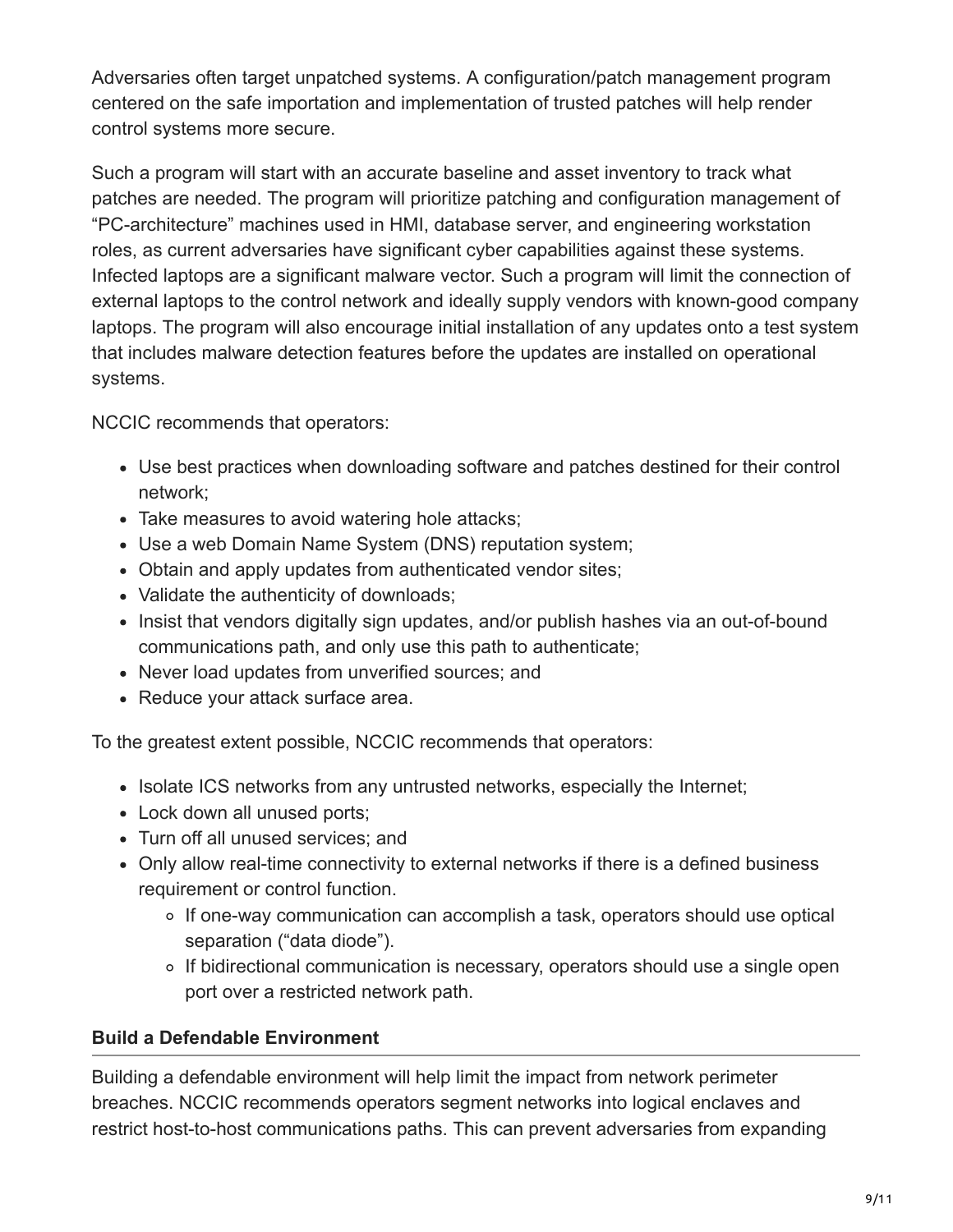Adversaries often target unpatched systems. A configuration/patch management program centered on the safe importation and implementation of trusted patches will help render control systems more secure.

Such a program will start with an accurate baseline and asset inventory to track what patches are needed. The program will prioritize patching and configuration management of "PC-architecture" machines used in HMI, database server, and engineering workstation roles, as current adversaries have significant cyber capabilities against these systems. Infected laptops are a significant malware vector. Such a program will limit the connection of external laptops to the control network and ideally supply vendors with known-good company laptops. The program will also encourage initial installation of any updates onto a test system that includes malware detection features before the updates are installed on operational systems.

NCCIC recommends that operators:

- Use best practices when downloading software and patches destined for their control network;
- Take measures to avoid watering hole attacks;
- Use a web Domain Name System (DNS) reputation system;
- Obtain and apply updates from authenticated vendor sites;
- Validate the authenticity of downloads;
- Insist that vendors digitally sign updates, and/or publish hashes via an out-of-bound communications path, and only use this path to authenticate;
- Never load updates from unverified sources; and
- Reduce your attack surface area.

To the greatest extent possible, NCCIC recommends that operators:

- Isolate ICS networks from any untrusted networks, especially the Internet;
- Lock down all unused ports;
- Turn off all unused services; and
- Only allow real-time connectivity to external networks if there is a defined business requirement or control function.
  - If one-way communication can accomplish a task, operators should use optical separation ("data diode").
  - If bidirectional communication is necessary, operators should use a single open port over a restricted network path.

#### Build a Defendable Environment

Building a defendable environment will help limit the impact from network perimeter breaches. NCCIC recommends operators segment networks into logical enclaves and restrict host-to-host communications paths. This can prevent adversaries from expanding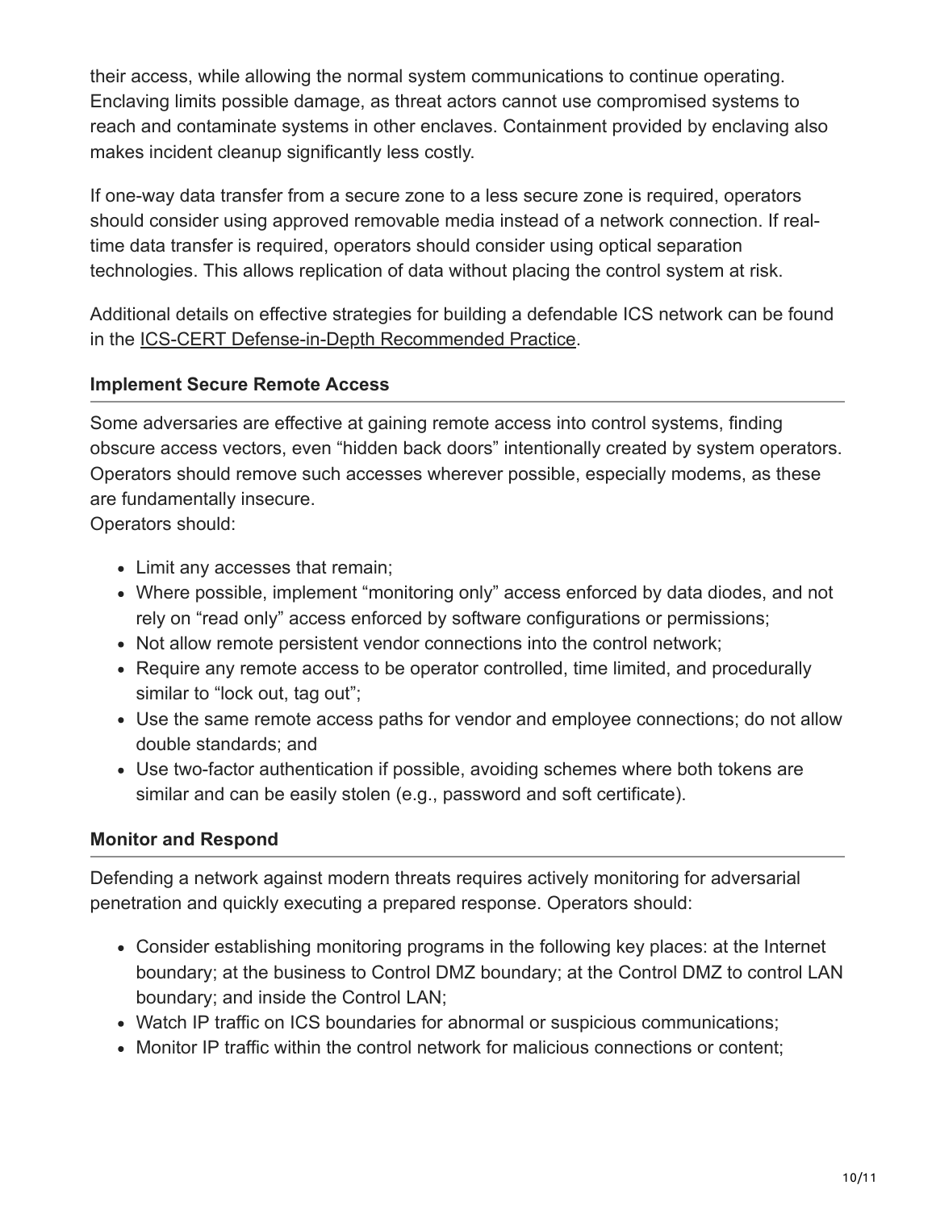their access, while allowing the normal system communications to continue operating. Enclaving limits possible damage, as threat actors cannot use compromised systems to reach and contaminate systems in other enclaves. Containment provided by enclaving also makes incident cleanup significantly less costly.

If one-way data transfer from a secure zone to a less secure zone is required, operators should consider using approved removable media instead of a network connection. If real-time data transfer is required, operators should consider using optical separation technologies. This allows replication of data without placing the control system at risk.

Additional details on effective strategies for building a defendable ICS network can be found in the ICS-CERT Defense-in-Depth Recommended Practice.

### Implement Secure Remote Access

Some adversaries are effective at gaining remote access into control systems, finding obscure access vectors, even “hidden back doors” intentionally created by system operators. Operators should remove such accesses wherever possible, especially modems, as these are fundamentally insecure.
Operators should:

- Limit any accesses that remain;
- Where possible, implement “monitoring only” access enforced by data diodes, and not rely on “read only” access enforced by software configurations or permissions;
- Not allow remote persistent vendor connections into the control network;
- Require any remote access to be operator controlled, time limited, and procedurally similar to “lock out, tag out”;
- Use the same remote access paths for vendor and employee connections; do not allow double standards; and
- Use two-factor authentication if possible, avoiding schemes where both tokens are similar and can be easily stolen (e.g., password and soft certificate).

### Monitor and Respond

Defending a network against modern threats requires actively monitoring for adversarial penetration and quickly executing a prepared response. Operators should:

- Consider establishing monitoring programs in the following key places: at the Internet boundary; at the business to Control DMZ boundary; at the Control DMZ to control LAN boundary; and inside the Control LAN;
- Watch IP traffic on ICS boundaries for abnormal or suspicious communications;
- Monitor IP traffic within the control network for malicious connections or content;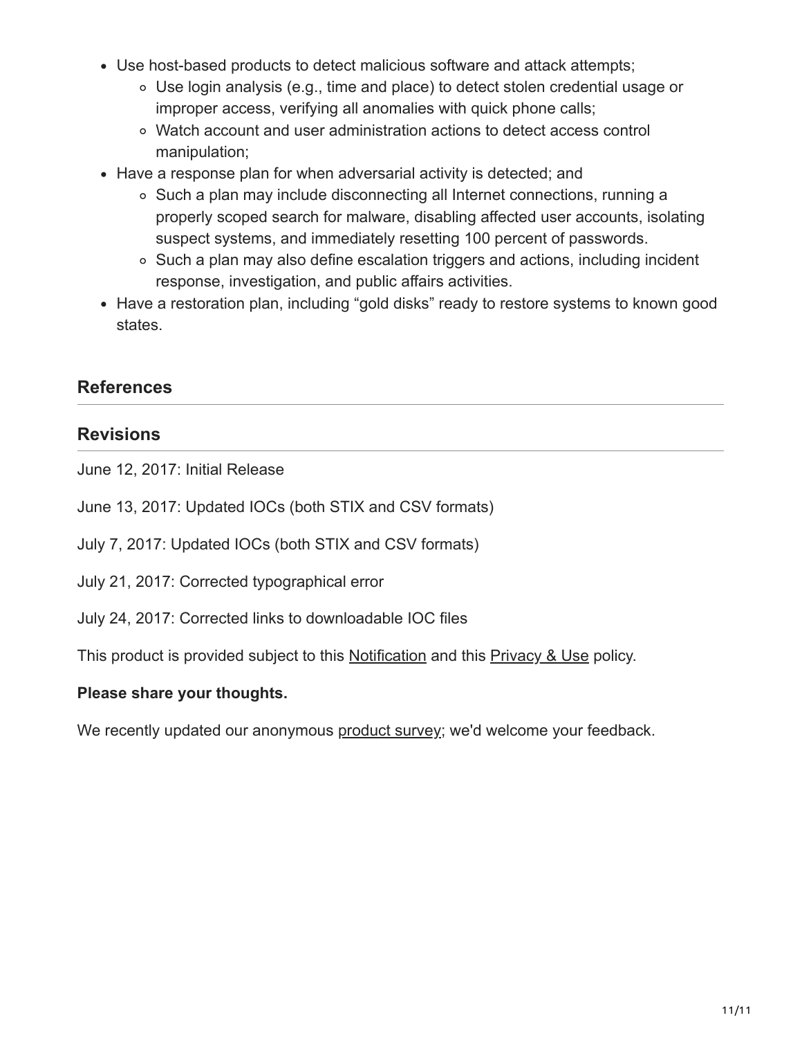- Use host-based products to detect malicious software and attack attempts;
  - Use login analysis (e.g., time and place) to detect stolen credential usage or improper access, verifying all anomalies with quick phone calls;
  - Watch account and user administration actions to detect access control manipulation;
- Have a response plan for when adversarial activity is detected; and
  - Such a plan may include disconnecting all Internet connections, running a properly scoped search for malware, disabling affected user accounts, isolating suspect systems, and immediately resetting 100 percent of passwords.
  - Such a plan may also define escalation triggers and actions, including incident response, investigation, and public affairs activities.
- Have a restoration plan, including "gold disks" ready to restore systems to known good states.

## References

## Revisions

June 12, 2017: Initial Release

June 13, 2017: Updated IOCs (both STIX and CSV formats)

July 7, 2017: Updated IOCs (both STIX and CSV formats)

July 21, 2017: Corrected typographical error

July 24, 2017: Corrected links to downloadable IOC files

This product is provided subject to this Notification and this Privacy & Use policy.

**Please share your thoughts.**

We recently updated our anonymous product survey; we'd welcome your feedback.